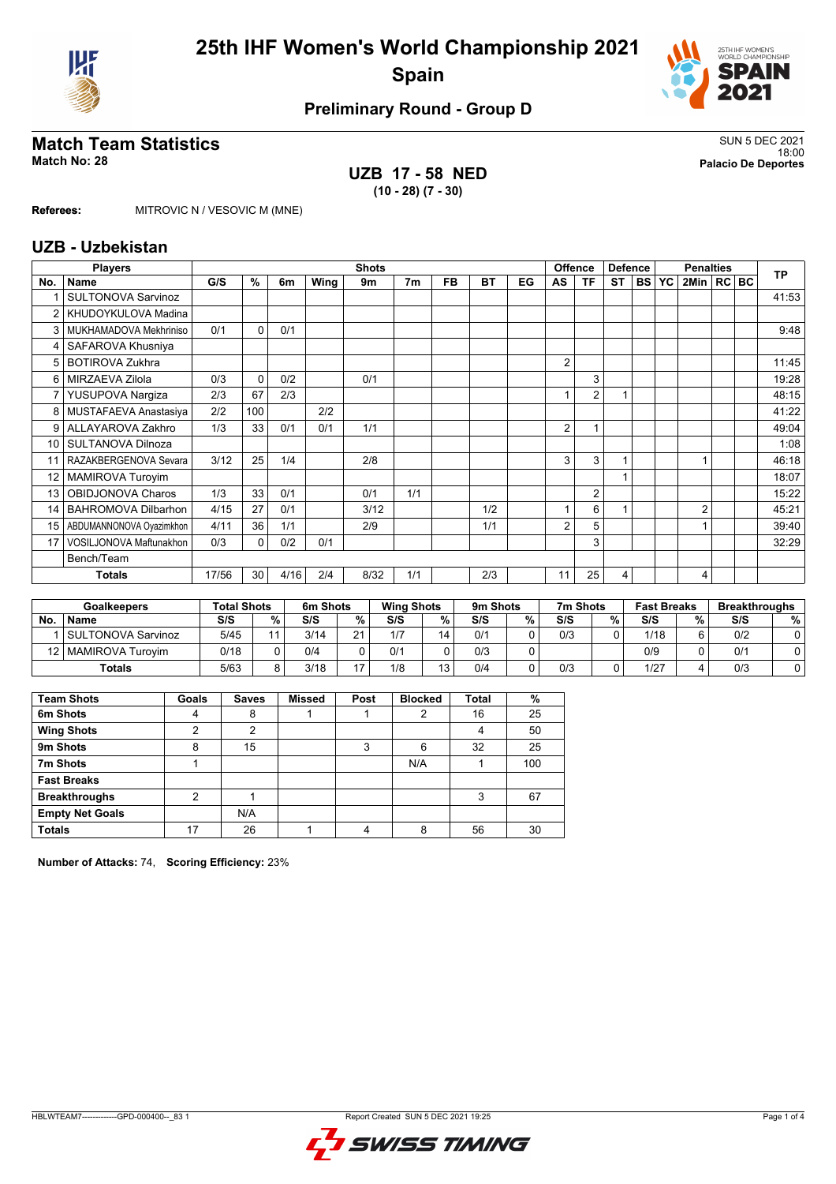# 25th IHF Women's World Championship 2021

## Spain

### Preliminary Round - Group D

## Match Team Statistics

**Match No: 28**

SUN 5 DEC 2021
18:00
**Palacio De Deportes**

**UZB 17 - 58 NED**
**(10 - 28) (7 - 30)**

**Referees:** MITROVIC N / VESOVIC M (MNE)

## UZB - Uzbekistan

| Players | | Shots | | | | | | | | | Offence | | Defence | | | Penalties | | | TP |
|---|---|---|---|---|---|---|---|---|---|---|---|---|---|---|---|---|---|---|---|
| No. | Name | G/S | % | 6m | Wing | 9m | 7m | FB | BT | EG | AS | TF | ST | BS | YC | 2Min | RC | BC | |
| 1 | SULTONOVA Sarvinoz | | | | | | | | | | | | | | | | | | 41:53 |
| 2 | KHUDOYKULOVA Madina | | | | | | | | | | | | | | | | | | |
| 3 | MUKHAMADOVA Mekhriniso | 0/1 | 0 | 0/1 | | | | | | | | | | | | | | | 9:48 |
| 4 | SAFAROVA Khusniya | | | | | | | | | | | | | | | | | | |
| 5 | BOTIROVA Zukhra | | | | | | | | | | 2 | | | | | | | | 11:45 |
| 6 | MIRZAEVA Zilola | 0/3 | 0 | 0/2 | | 0/1 | | | | | | 3 | | | | | | | 19:28 |
| 7 | YUSUPOVA Nargiza | 2/3 | 67 | 2/3 | | | | | | | 1 | 2 | 1 | | | | | | 48:15 |
| 8 | MUSTAFAEVA Anastasiya | 2/2 | 100 | | 2/2 | | | | | | | | | | | | | | 41:22 |
| 9 | ALLAYAROVA Zakhro | 1/3 | 33 | 0/1 | 0/1 | 1/1 | | | | | 2 | 1 | | | | | | | 49:04 |
| 10 | SULTANOVA Dilnoza | | | | | | | | | | | | | | | | | | 1:08 |
| 11 | RAZAKBERGENOVA Sevara | 3/12 | 25 | 1/4 | | 2/8 | | | | | 3 | 3 | 1 | | | 1 | | | 46:18 |
| 12 | MAMIROVA Turoyim | | | | | | | | | | | | 1 | | | | | | 18:07 |
| 13 | OBIDJONOVA Charos | 1/3 | 33 | 0/1 | | 0/1 | 1/1 | | | | | 2 | | | | | | | 15:22 |
| 14 | BAHROMOVA Dilbarhon | 4/15 | 27 | 0/1 | | 3/12 | | | 1/2 | | 1 | 6 | 1 | | | 2 | | | 45:21 |
| 15 | ABDUMANNONOVA Oyazimkhon | 4/11 | 36 | 1/1 | | 2/9 | | | 1/1 | | 2 | 5 | | | | 1 | | | 39:40 |
| 17 | VOSILJONOVA Maftunakhon | 0/3 | 0 | 0/2 | 0/1 | | | | | | | 3 | | | | | | | 32:29 |
| | Bench/Team | | | | | | | | | | | | | | | | | | |
| | **Totals** | 17/56 | 30 | 4/16 | 2/4 | 8/32 | 1/1 | | 2/3 | | 11 | 25 | 4 | | | 4 | | | |

| Goalkeepers | | Total Shots | | 6m Shots | | Wing Shots | | 9m Shots | | 7m Shots | | Fast Breaks | | Breakthroughs | |
|---|---|---|---|---|---|---|---|---|---|---|---|---|---|---|---|
| No. | Name | S/S | % | S/S | % | S/S | % | S/S | % | S/S | % | S/S | % | S/S | % |
| 1 | SULTONOVA Sarvinoz | 5/45 | 11 | 3/14 | 21 | 1/7 | 14 | 0/1 | 0 | 0/3 | 0 | 1/18 | 6 | 0/2 | 0 |
| 12 | MAMIROVA Turoyim | 0/18 | 0 | 0/4 | 0 | 0/1 | 0 | 0/3 | 0 | | | 0/9 | 0 | 0/1 | 0 |
| | **Totals** | 5/63 | 8 | 3/18 | 17 | 1/8 | 13 | 0/4 | 0 | 0/3 | 0 | 1/27 | 4 | 0/3 | 0 |

| Team Shots | Goals | Saves | Missed | Post | Blocked | Total | % |
|---|---|---|---|---|---|---|---|
| 6m Shots | 4 | 8 | 1 | 1 | 2 | 16 | 25 |
| Wing Shots | 2 | 2 | | | | 4 | 50 |
| 9m Shots | 8 | 15 | | 3 | 6 | 32 | 25 |
| 7m Shots | 1 | | | | N/A | 1 | 100 |
| Fast Breaks | | | | | | | |
| Breakthroughs | 2 | 1 | | | | 3 | 67 |
| Empty Net Goals | | N/A | | | | | |
| **Totals** | 17 | 26 | 1 | 4 | 8 | 56 | 30 |

**Number of Attacks:** 74, **Scoring Efficiency:** 23%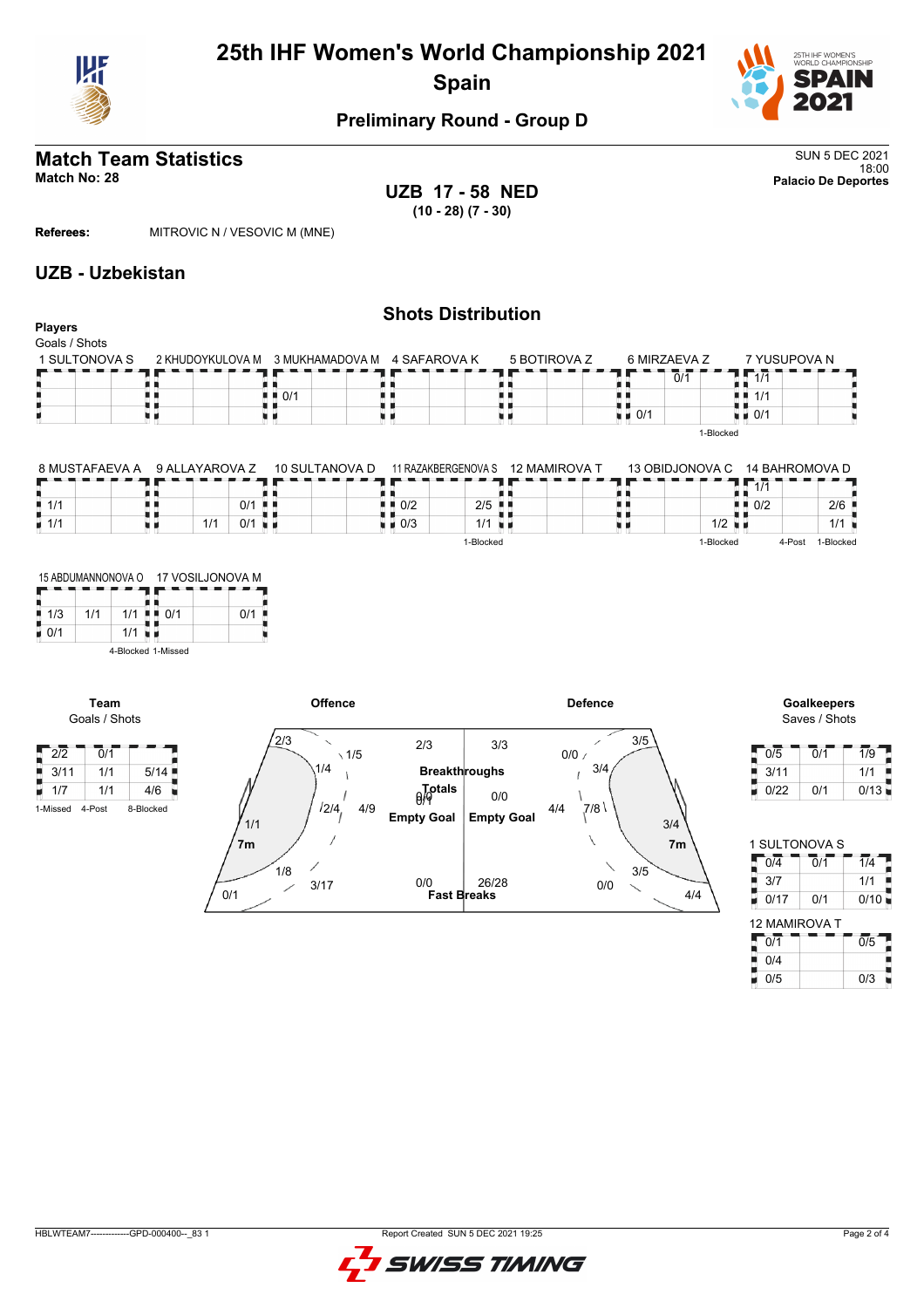# 25th IHF Women's World Championship 2021
## Spain

### Preliminary Round - Group D

## Match Team Statistics
**Match No: 28**

SUN 5 DEC 2021
18:00
**Palacio De Deportes**

**UZB 17 - 58 NED**
**(10 - 28) (7 - 30)**

**Referees:** MITROVIC N / VESOVIC M (MNE)

## UZB - Uzbekistan

### Shots Distribution

**Players**
Goals / Shots

**1 SULTONOVA S**

| | | |
|---|---|---|
| | | |
| | | |
| | | |

**2 KHUDOYKULOVA M**

| | | |
|---|---|---|
| | | |
| | | |
| | | |

**3 MUKHAMADOVA M**

| | | |
|---|---|---|
| | | |
| 0/1 | | |
| | | |

**4 SAFAROVA K**

| | | |
|---|---|---|
| | | |
| | | |
| | | |

**5 BOTIROVA Z**

| | | |
|---|---|---|
| | | |
| | | |
| | | |

**6 MIRZAEVA Z**

| | | |
|---|---|---|
| | 0/1 | |
| | | |
| 0/1 | | |

1-Blocked

**7 YUSUPOVA N**

| | | |
|---|---|---|
| 1/1 | | |
| 1/1 | | |
| 0/1 | | |

**8 MUSTAFAEVA A**

| | | |
|---|---|---|
| | | |
| 1/1 | | |
| 1/1 | | |

**9 ALLAYAROVA Z**

| | | |
|---|---|---|
| | | |
| | | 0/1 |
| | 1/1 | 0/1 |

**10 SULTANOVA D**

| | | |
|---|---|---|
| | | |
| | | |
| | | |

**11 RAZAKBERGENOVA S**

| | | |
|---|---|---|
| | | |
| 0/2 | | 2/5 |
| 0/3 | | 1/1 |

1-Blocked

**12 MAMIROVA T**

| | | |
|---|---|---|
| | | |
| | | |
| | | |

**13 OBIDJONOVA C**

| | | |
|---|---|---|
| | | |
| | | |
| | | 1/2 |

1-Blocked

**14 BAHROMOVA D**

| | | |
|---|---|---|
| 1/1 | | |
| 0/2 | | 2/6 |
| | | 1/1 |

4-Post 1-Blocked

**15 ABDUMANNONOVA O**

| | | |
|---|---|---|
| | | |
| 1/3 | 1/1 | 1/1 |
| 0/1 | | 1/1 |

4-Blocked

**17 VOSILJONOVA M**

| | | |
|---|---|---|
| | | |
| 0/1 | | 0/1 |
| | | |

1-Missed

**Team**
Goals / Shots

| | | |
|---|---|---|
| 2/2 | 0/1 | |
| 3/11 | 1/1 | 5/14 |
| 1/7 | 1/1 | 4/6 |

1-Missed 4-Post 8-Blocked

**Offence**

| | |
|---|---|
| Left wing | 2/3 |
| Left 9m | 1/5 |
| Left back area | 1/4 |
| Centre 9m | 2/4 |
| 6m | 4/9 |
| Left 6m | 1/1 |
| 7m | 1/8 |
| Left | 3/17 |
| Left wing (bottom) | 0/1 |

**Defence**

| | |
|---|---|
| Right wing | 3/5 |
| | 0/0 |
| | 3/4 |
| | 7/8 |
| | 4/4 |
| | 3/4 |
| 7m | 3/5 |
| | 0/0 |
| | 4/4 |

| | UZB | NED |
|---|---|---|
| Breakthroughs | 2/3 | 3/3 |
| Empty Goal | 0/1 | 0/0 |
| Fast Breaks | 0/0 | 26/28 |

**Goalkeepers**
Saves / Shots

| | | |
|---|---|---|
| 0/5 | 0/1 | 1/9 |
| 3/11 | | 1/1 |
| 0/22 | 0/1 | 0/13 |

**1 SULTONOVA S**

| | | |
|---|---|---|
| 0/4 | 0/1 | 1/4 |
| 3/7 | | 1/1 |
| 0/17 | 0/1 | 0/10 |

**12 MAMIROVA T**

| | | |
|---|---|---|
| 0/1 | | 0/5 |
| 0/4 | | |
| 0/5 | | 0/3 |

HBLWTEAM7-------------GPD-000400--_83 1 Report Created SUN 5 DEC 2021 19:25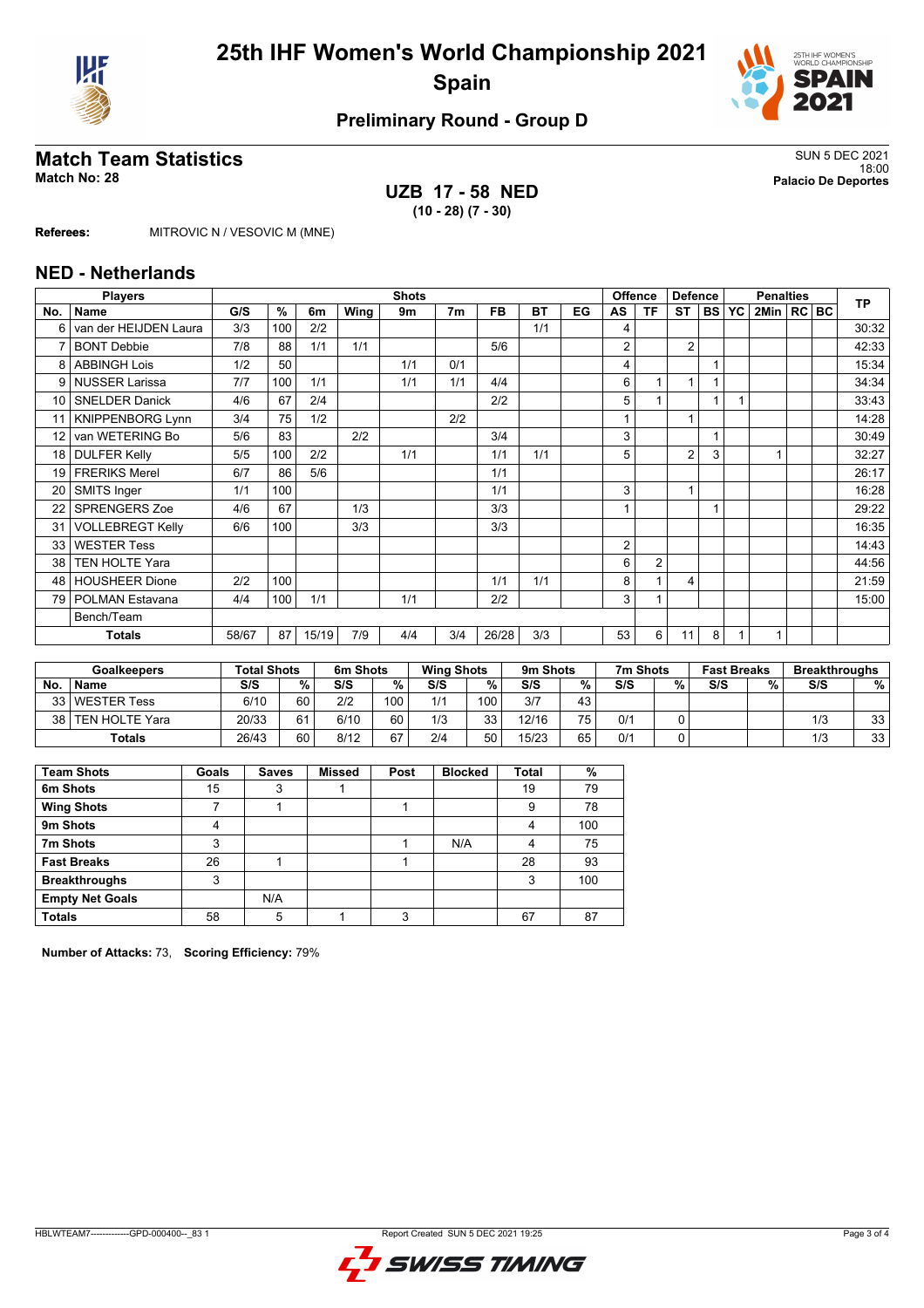# 25th IHF Women's World Championship 2021
## Spain

### Preliminary Round - Group D

## Match Team Statistics

**Match No: 28**

SUN 5 DEC 2021
18:00
**Palacio De Deportes**

### UZB 17 - 58 NED
**(10 - 28) (7 - 30)**

**Referees:** MITROVIC N / VESOVIC M (MNE)

## NED - Netherlands

| Players | | Shots | | | | | | | | | Offence | | Defence | | | Penalties | | | TP |
|---|---|---|---|---|---|---|---|---|---|---|---|---|---|---|---|---|---|---|---|
| No. | Name | G/S | % | 6m | Wing | 9m | 7m | FB | BT | EG | AS | TF | ST | BS | YC | 2Min | RC | BC | |
| 6 | van der HEIJDEN Laura | 3/3 | 100 | 2/2 | | | | | 1/1 | | 4 | | | | | | | | 30:32 |
| 7 | BONT Debbie | 7/8 | 88 | 1/1 | 1/1 | | | 5/6 | | | 2 | | 2 | | | | | | 42:33 |
| 8 | ABBINGH Lois | 1/2 | 50 | | | 1/1 | 0/1 | | | | 4 | | | 1 | | | | | 15:34 |
| 9 | NUSSER Larissa | 7/7 | 100 | 1/1 | | 1/1 | 1/1 | 4/4 | | | 6 | 1 | 1 | 1 | | | | | 34:34 |
| 10 | SNELDER Danick | 4/6 | 67 | 2/4 | | | | 2/2 | | | 5 | 1 | | 1 | 1 | | | | 33:43 |
| 11 | KNIPPENBORG Lynn | 3/4 | 75 | 1/2 | | | 2/2 | | | | 1 | | 1 | | | | | | 14:28 |
| 12 | van WETERING Bo | 5/6 | 83 | | 2/2 | | | 3/4 | | | 3 | | | 1 | | | | | 30:49 |
| 18 | DULFER Kelly | 5/5 | 100 | 2/2 | | 1/1 | | 1/1 | 1/1 | | 5 | | 2 | 3 | | 1 | | | 32:27 |
| 19 | FRERIKS Merel | 6/7 | 86 | 5/6 | | | | 1/1 | | | | | | | | | | | 26:17 |
| 20 | SMITS Inger | 1/1 | 100 | | | | | 1/1 | | | 3 | | 1 | | | | | | 16:28 |
| 22 | SPRENGERS Zoe | 4/6 | 67 | | 1/3 | | | 3/3 | | | 1 | | | 1 | | | | | 29:22 |
| 31 | VOLLEBREGT Kelly | 6/6 | 100 | | 3/3 | | | 3/3 | | | | | | | | | | | 16:35 |
| 33 | WESTER Tess | | | | | | | | | | 2 | | | | | | | | 14:43 |
| 38 | TEN HOLTE Yara | | | | | | | | | | 6 | 2 | | | | | | | 44:56 |
| 48 | HOUSHEER Dione | 2/2 | 100 | | | | | 1/1 | 1/1 | | 8 | 1 | 4 | | | | | | 21:59 |
| 79 | POLMAN Estavana | 4/4 | 100 | 1/1 | | 1/1 | | 2/2 | | | 3 | 1 | | | | | | | 15:00 |
| | Bench/Team | | | | | | | | | | | | | | | | | | |
| | **Totals** | 58/67 | 87 | 15/19 | 7/9 | 4/4 | 3/4 | 26/28 | 3/3 | | 53 | 6 | 11 | 8 | 1 | 1 | | | |

| Goalkeepers | | Total Shots | | 6m Shots | | Wing Shots | | 9m Shots | | 7m Shots | | Fast Breaks | | Breakthroughs | |
|---|---|---|---|---|---|---|---|---|---|---|---|---|---|---|---|
| No. | Name | S/S | % | S/S | % | S/S | % | S/S | % | S/S | % | S/S | % | S/S | % |
| 33 | WESTER Tess | 6/10 | 60 | 2/2 | 100 | 1/1 | 100 | 3/7 | 43 | | | | | | |
| 38 | TEN HOLTE Yara | 20/33 | 61 | 6/10 | 60 | 1/3 | 33 | 12/16 | 75 | 0/1 | 0 | | | 1/3 | 33 |
| | **Totals** | 26/43 | 60 | 8/12 | 67 | 2/4 | 50 | 15/23 | 65 | 0/1 | 0 | | | 1/3 | 33 |

| Team Shots | Goals | Saves | Missed | Post | Blocked | Total | % |
|---|---|---|---|---|---|---|---|
| **6m Shots** | 15 | 3 | 1 | | | 19 | 79 |
| **Wing Shots** | 7 | 1 | | 1 | | 9 | 78 |
| **9m Shots** | 4 | | | | | 4 | 100 |
| **7m Shots** | 3 | | | 1 | N/A | 4 | 75 |
| **Fast Breaks** | 26 | 1 | | 1 | | 28 | 93 |
| **Breakthroughs** | 3 | | | | | 3 | 100 |
| **Empty Net Goals** | | N/A | | | | | |
| **Totals** | 58 | 5 | 1 | 3 | | 67 | 87 |

**Number of Attacks:** 73, **Scoring Efficiency:** 79%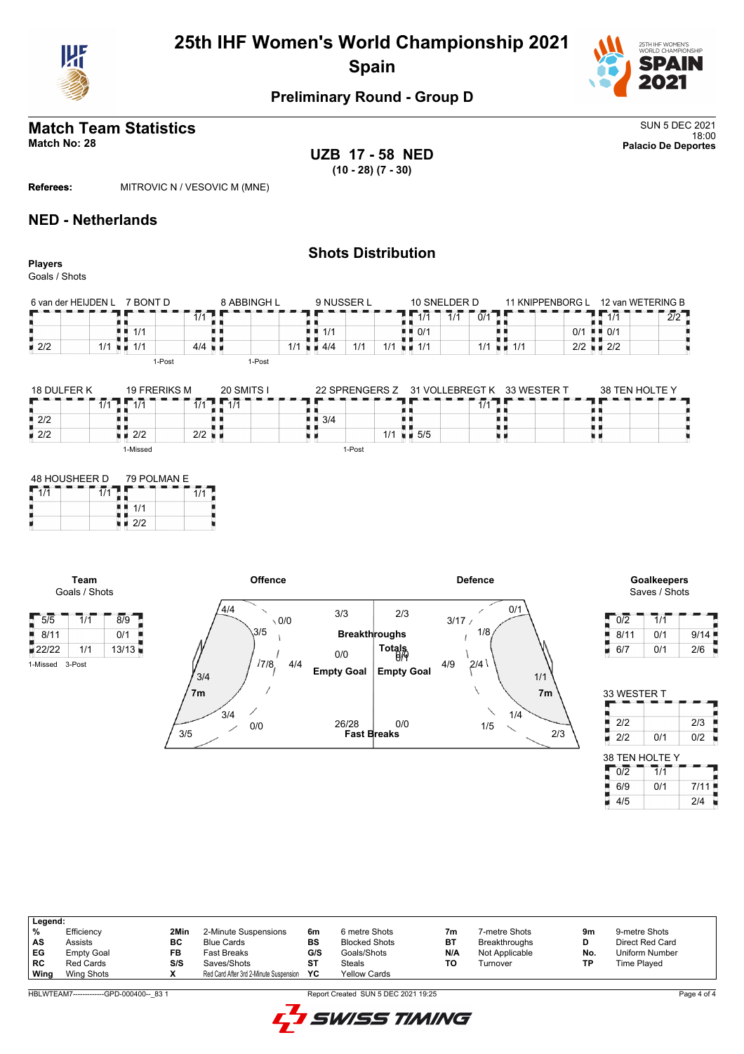# 25th IHF Women's World Championship 2021
## Spain
### Preliminary Round - Group D

## Match Team Statistics

**Match No: 28**

SUN 5 DEC 2021
18:00
**Palacio De Deportes**

**UZB 17 - 58 NED**
**(10 - 28) (7 - 30)**

**Referees:** MITROVIC N / VESOVIC M (MNE)

## NED - Netherlands

### Shots Distribution

**Players**
Goals / Shots

6 van der HEIJDEN L

| | | |
|---|---|---|
| | | |
| | | |
| 2/2 | | 1/1 |

7 BONT D

| | | |
|---|---|---|
| | | 1/1 |
| 1/1 | | |
| 1/1 | | 4/4 |

1-Post

8 ABBINGH L

| | | |
|---|---|---|
| | | |
| | | |
| | | 1/1 |

1-Post

9 NUSSER L

| | | |
|---|---|---|
| | | |
| 1/1 | | |
| 4/4 | 1/1 | 1/1 |

10 SNELDER D

| | | |
|---|---|---|
| 1/1 | 1/1 | 0/1 |
| 0/1 | | |
| 1/1 | | 1/1 |

11 KNIPPENBORG L

| | | |
|---|---|---|
| | | |
| | | 0/1 |
| 1/1 | | 2/2 |

12 van WETERING B

| | | |
|---|---|---|
| 1/1 | | 2/2 |
| 0/1 | | |
| 2/2 | | |

18 DULFER K

| | | |
|---|---|---|
| | | 1/1 |
| 2/2 | | |
| 2/2 | | |

19 FRERIKS M

| | | |
|---|---|---|
| 1/1 | | 1/1 |
| | | |
| 2/2 | | 2/2 |

1-Missed

20 SMITS I

| | | |
|---|---|---|
| 1/1 | | |
| | | |
| | | |

22 SPRENGERS Z

| | | |
|---|---|---|
| | | |
| 3/4 | | |
| | | 1/1 |

1-Post

31 VOLLEBREGT K

| | | |
|---|---|---|
| | | 1/1 |
| | | |
| 5/5 | | |

33 WESTER T

| | | |
|---|---|---|
| | | |
| | | |
| | | |

38 TEN HOLTE Y

| | | |
|---|---|---|
| | | |
| | | |
| | | |

48 HOUSHEER D

| | | |
|---|---|---|
| 1/1 | | 1/1 |
| | | |
| | | |

79 POLMAN E

| | | |
|---|---|---|
| | | 1/1 |
| 1/1 | | |
| 2/2 | | |

**Team**
Goals / Shots

| | | |
|---|---|---|
| 5/5 | 1/1 | 8/9 |
| 8/11 | | 0/1 |
| 22/22 | 1/1 | 13/13 |

1-Missed 3-Post

**Offence**

4/4
0/0
3/5
7/8
4/4
3/4
7m
3/4
0/0
3/5

3/3 2/3
Breakthroughs
0/0 0/1
Empty Goal Empty Goal
Totals
26/28 0/0
Fast Breaks

**Defence**

0/1
3/17
1/8
4/9
2/4
1/1
7m
1/4
1/5
2/3

**Goalkeepers**
Saves / Shots

| | | |
|---|---|---|
| 0/2 | 1/1 | |
| 8/11 | 0/1 | 9/14 |
| 6/7 | 0/1 | 2/6 |

33 WESTER T

| | | |
|---|---|---|
| | | |
| 2/2 | | 2/3 |
| 2/2 | 0/1 | 0/2 |

38 TEN HOLTE Y

| | | |
|---|---|---|
| 0/2 | 1/1 | |
| 6/9 | 0/1 | 7/11 |
| 4/5 | | 2/4 |

| **Legend:** | | | | | | | | | |
|---|---|---|---|---|---|---|---|---|---|
| **%** | Efficiency | **2Min** | 2-Minute Suspensions | **6m** | 6 metre Shots | **7m** | 7-metre Shots | **9m** | 9-metre Shots |
| **AS** | Assists | **BC** | Blue Cards | **BS** | Blocked Shots | **BT** | Breakthroughs | **D** | Direct Red Card |
| **EG** | Empty Goal | **FB** | Fast Breaks | **G/S** | Goals/Shots | **N/A** | Not Applicable | **No.** | Uniform Number |
| **RC** | Red Cards | **S/S** | Saves/Shots | **ST** | Steals | **TO** | Turnover | **TP** | Time Played |
| **Wing** | Wing Shots | **X** | Red Card After 3rd 2-Minute Suspension | **YC** | Yellow Cards | | | | |

HBLWTEAM7--------------GPD-000400--_83 1 Report Created SUN 5 DEC 2021 19:25